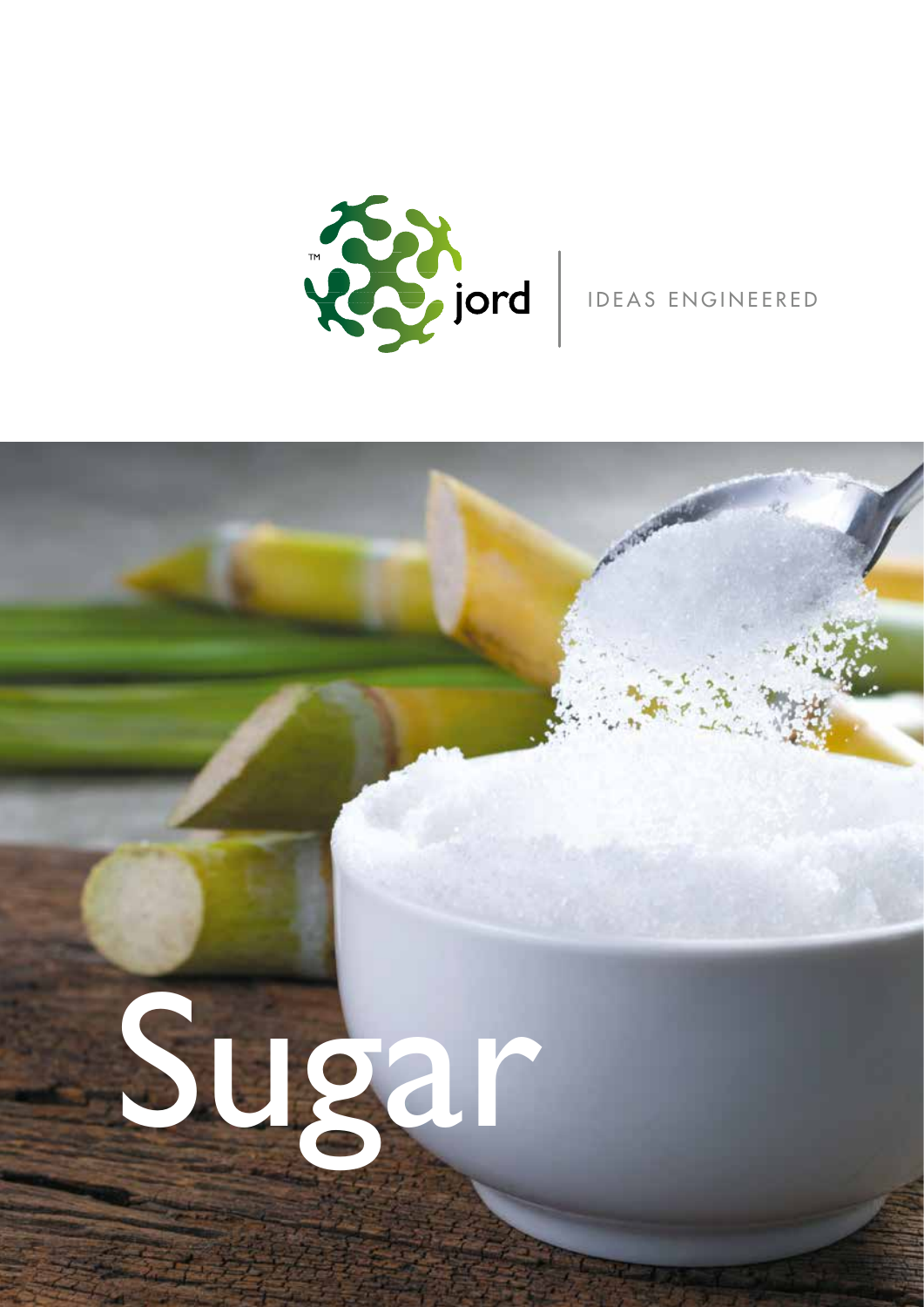jord

IDEAS ENGINEERED

# Sugar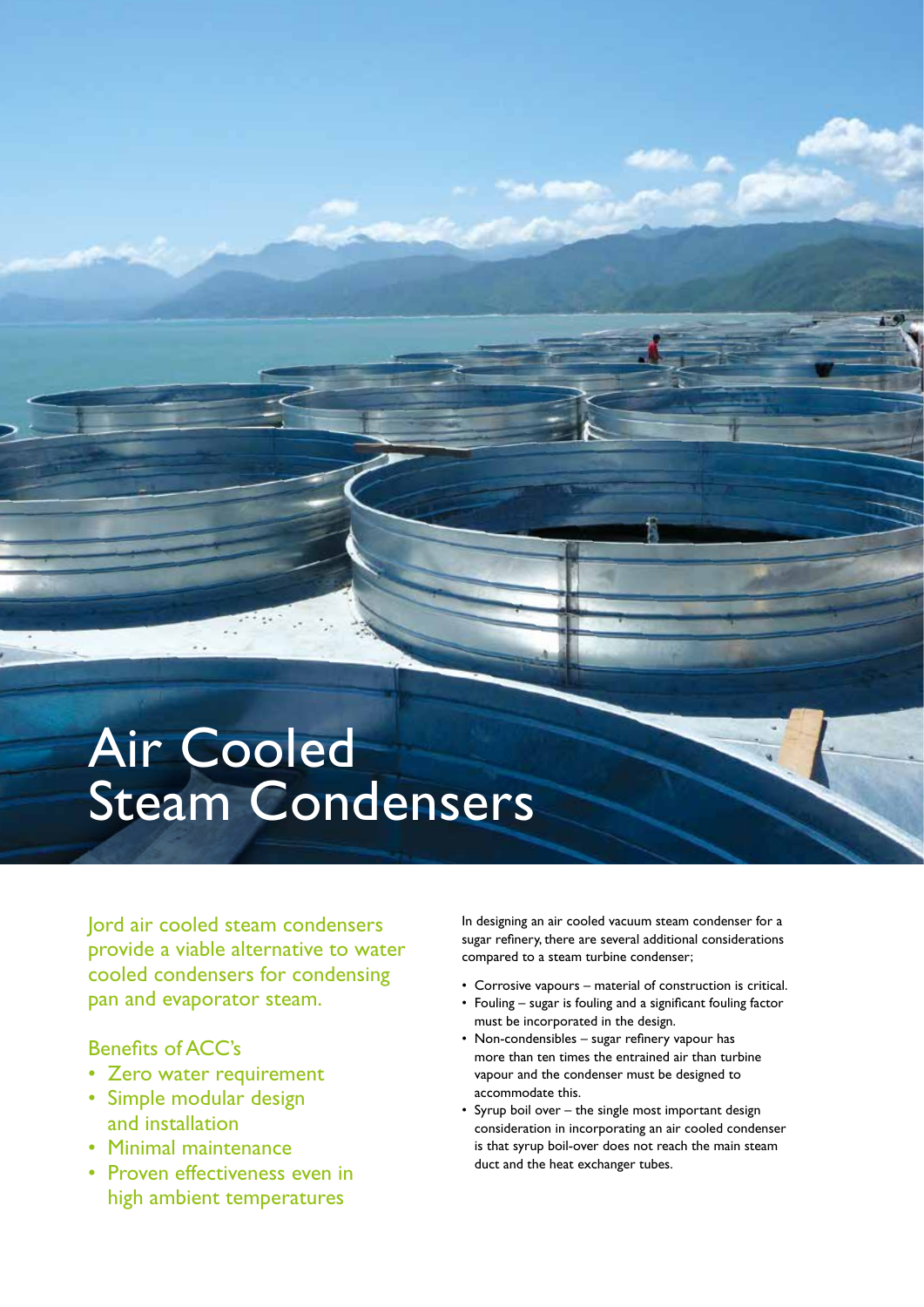# Air Cooled Steam Condensers

Jord air cooled steam condensers provide a viable alternative to water cooled condensers for condensing pan and evaporator steam.

## Benefits of ACC's

- Zero water requirement
- Simple modular design and installation
- Minimal maintenance
- Proven effectiveness even in high ambient temperatures

In designing an air cooled vacuum steam condenser for a sugar refinery, there are several additional considerations compared to a steam turbine condenser;

- Corrosive vapours – material of construction is critical.
- Fouling – sugar is fouling and a significant fouling factor must be incorporated in the design.
- Non-condensibles – sugar refinery vapour has more than ten times the entrained air than turbine vapour and the condenser must be designed to accommodate this.
- Syrup boil over – the single most important design consideration in incorporating an air cooled condenser is that syrup boil-over does not reach the main steam duct and the heat exchanger tubes.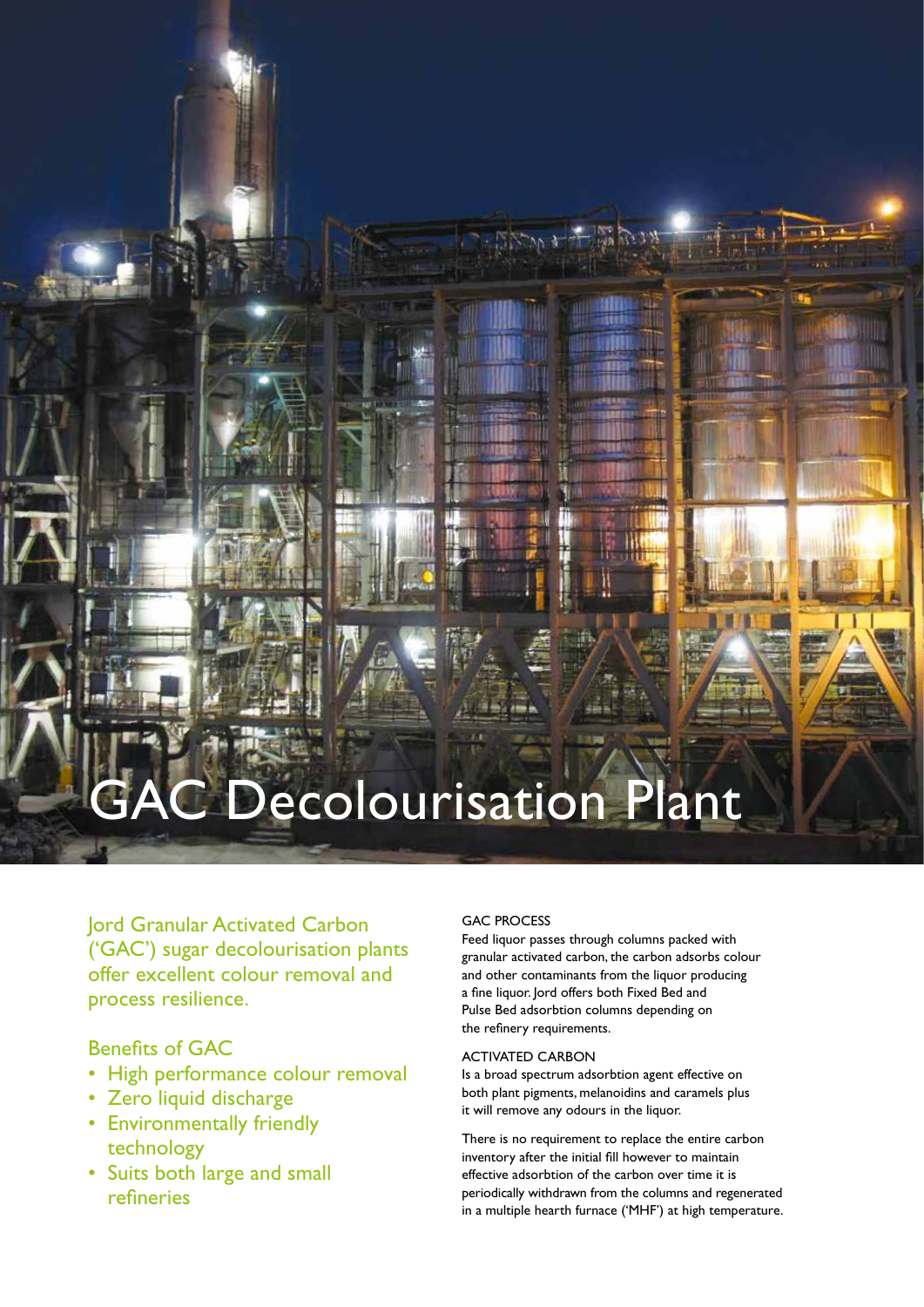# GAC Decolourisation Plant

Jord Granular Activated Carbon ('GAC') sugar decolourisation plants offer excellent colour removal and process resilience.

## Benefits of GAC

- High performance colour removal
- Zero liquid discharge
- Environmentally friendly technology
- Suits both large and small refineries

### GAC PROCESS

Feed liquor passes through columns packed with granular activated carbon, the carbon adsorbs colour and other contaminants from the liquor producing a fine liquor. Jord offers both Fixed Bed and Pulse Bed adsorbtion columns depending on the refinery requirements.

### ACTIVATED CARBON

Is a broad spectrum adsorbtion agent effective on both plant pigments, melanoidins and caramels plus it will remove any odours in the liquor.

There is no requirement to replace the entire carbon inventory after the initial fill however to maintain effective adsorbtion of the carbon over time it is periodically withdrawn from the columns and regenerated in a multiple hearth furnace ('MHF') at high temperature.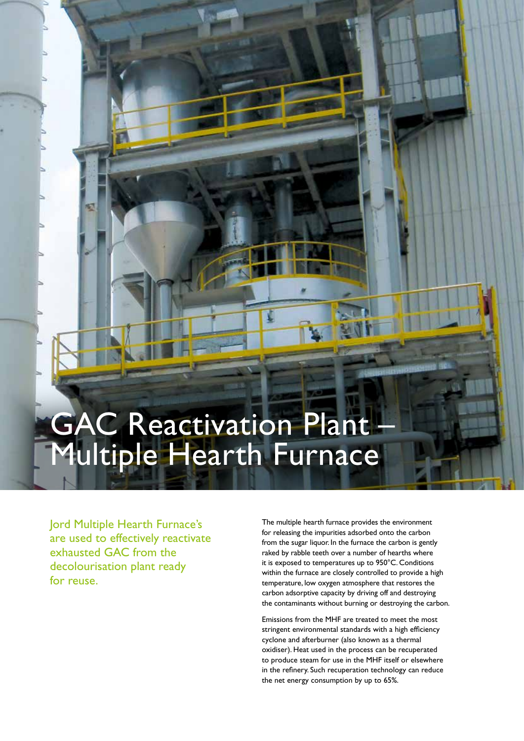# GAC Reactivation Plant – Multiple Hearth Furnace

Jord Multiple Hearth Furnace's are used to effectively reactivate exhausted GAC from the decolourisation plant ready for reuse.

The multiple hearth furnace provides the environment for releasing the impurities adsorbed onto the carbon from the sugar liquor. In the furnace the carbon is gently raked by rabble teeth over a number of hearths where it is exposed to temperatures up to 950°C. Conditions within the furnace are closely controlled to provide a high temperature, low oxygen atmosphere that restores the carbon adsorptive capacity by driving off and destroying the contaminants without burning or destroying the carbon.

Emissions from the MHF are treated to meet the most stringent environmental standards with a high efficiency cyclone and afterburner (also known as a thermal oxidiser). Heat used in the process can be recuperated to produce steam for use in the MHF itself or elsewhere in the refinery. Such recuperation technology can reduce the net energy consumption by up to 65%.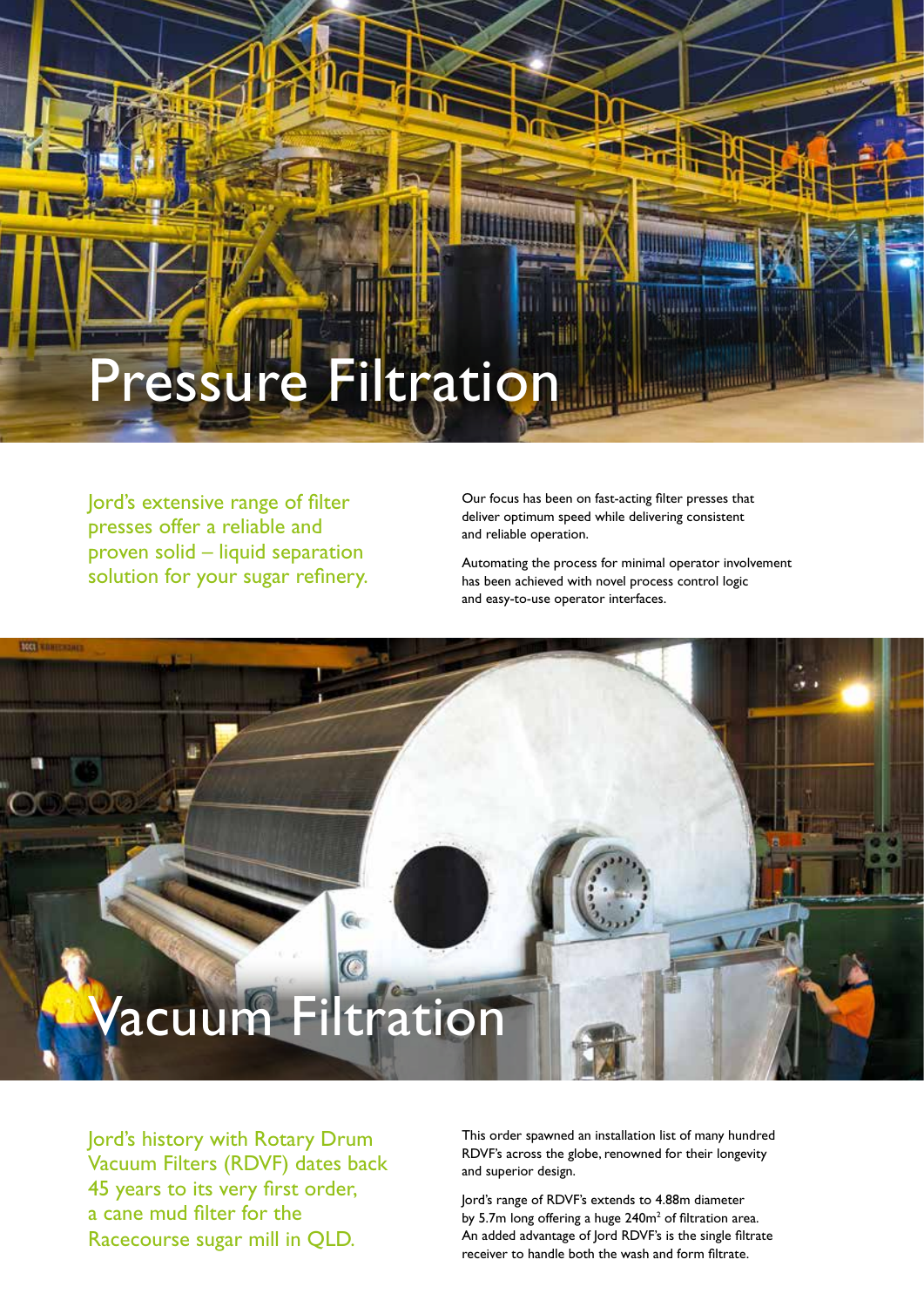# Pressure Filtration

Jord's extensive range of filter presses offer a reliable and proven solid – liquid separation solution for your sugar refinery.

Our focus has been on fast-acting filter presses that deliver optimum speed while delivering consistent and reliable operation.

Automating the process for minimal operator involvement has been achieved with novel process control logic and easy-to-use operator interfaces.

# Vacuum Filtration

Jord's history with Rotary Drum Vacuum Filters (RDVF) dates back 45 years to its very first order, a cane mud filter for the Racecourse sugar mill in QLD.

This order spawned an installation list of many hundred RDVF's across the globe, renowned for their longevity and superior design.

Jord's range of RDVF's extends to 4.88m diameter by 5.7m long offering a huge 240m$^2$ of filtration area. An added advantage of Jord RDVF's is the single filtrate receiver to handle both the wash and form filtrate.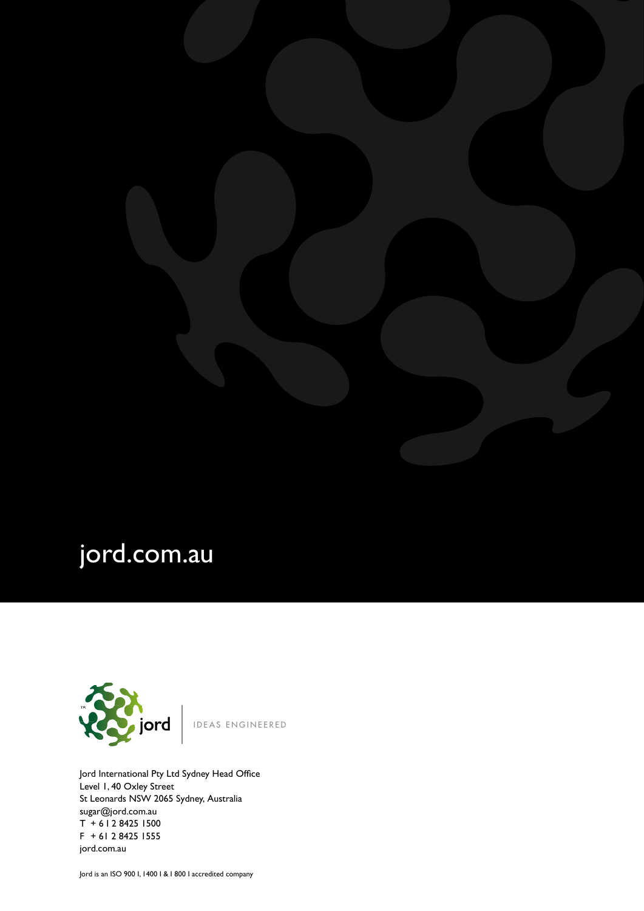jord.com.au

jord | IDEAS ENGINEERED

Jord International Pty Ltd Sydney Head Office
Level 1, 40 Oxley Street
St Leonards NSW 2065 Sydney, Australia
sugar@jord.com.au
T + 6 1 2 8425 1500
F + 61 2 8425 1555
jord.com.au

Jord is an ISO 900 1, 1400 1 & 1 800 1 accredited company